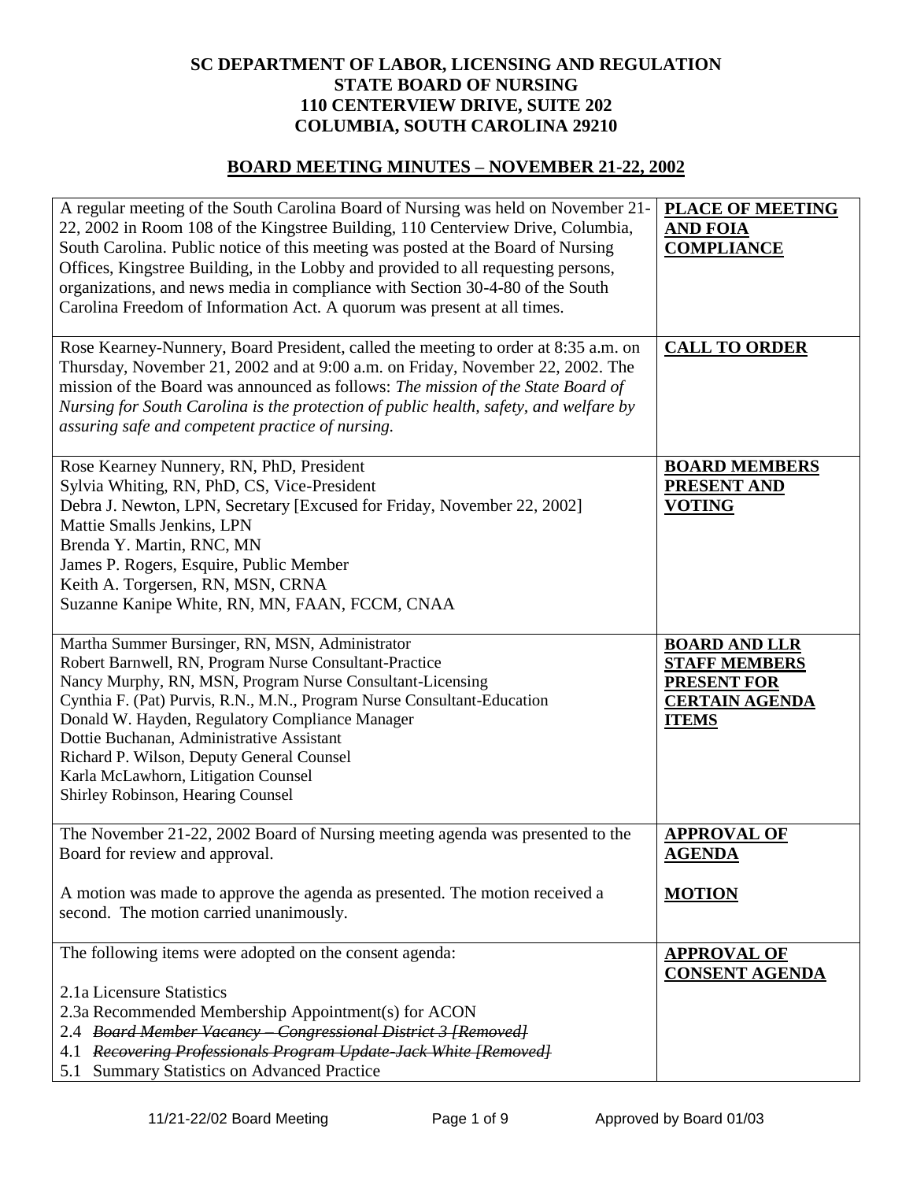**SC DEPARTMENT OF LABOR, LICENSING AND REGULATION**
**STATE BOARD OF NURSING**
**110 CENTERVIEW DRIVE, SUITE 202**
**COLUMBIA, SOUTH CAROLINA 29210**

## BOARD MEETING MINUTES – NOVEMBER 21-22, 2002

| | |
|---|---|
| A regular meeting of the South Carolina Board of Nursing was held on November 21-22, 2002 in Room 108 of the Kingstree Building, 110 Centerview Drive, Columbia, South Carolina. Public notice of this meeting was posted at the Board of Nursing Offices, Kingstree Building, in the Lobby and provided to all requesting persons, organizations, and news media in compliance with Section 30-4-80 of the South Carolina Freedom of Information Act. A quorum was present at all times. | **PLACE OF MEETING AND FOIA COMPLIANCE** |
| Rose Kearney-Nunnery, Board President, called the meeting to order at 8:35 a.m. on Thursday, November 21, 2002 and at 9:00 a.m. on Friday, November 22, 2002. The mission of the Board was announced as follows: *The mission of the State Board of Nursing for South Carolina is the protection of public health, safety, and welfare by assuring safe and competent practice of nursing.* | **CALL TO ORDER** |
| Rose Kearney Nunnery, RN, PhD, President<br>Sylvia Whiting, RN, PhD, CS, Vice-President<br>Debra J. Newton, LPN, Secretary [Excused for Friday, November 22, 2002]<br>Mattie Smalls Jenkins, LPN<br>Brenda Y. Martin, RNC, MN<br>James P. Rogers, Esquire, Public Member<br>Keith A. Torgersen, RN, MSN, CRNA<br>Suzanne Kanipe White, RN, MN, FAAN, FCCM, CNAA | **BOARD MEMBERS PRESENT AND VOTING** |
| Martha Summer Bursinger, RN, MSN, Administrator<br>Robert Barnwell, RN, Program Nurse Consultant-Practice<br>Nancy Murphy, RN, MSN, Program Nurse Consultant-Licensing<br>Cynthia F. (Pat) Purvis, R.N., M.N., Program Nurse Consultant-Education<br>Donald W. Hayden, Regulatory Compliance Manager<br>Dottie Buchanan, Administrative Assistant<br>Richard P. Wilson, Deputy General Counsel<br>Karla McLawhorn, Litigation Counsel<br>Shirley Robinson, Hearing Counsel | **BOARD AND LLR STAFF MEMBERS PRESENT FOR CERTAIN AGENDA ITEMS** |
| The November 21-22, 2002 Board of Nursing meeting agenda was presented to the Board for review and approval. | **APPROVAL OF AGENDA** |
| A motion was made to approve the agenda as presented. The motion received a second. The motion carried unanimously. | **MOTION** |
| The following items were adopted on the consent agenda:<br><br>2.1a Licensure Statistics<br>2.3a Recommended Membership Appointment(s) for ACON<br>2.4 ~~Board Member Vacancy – Congressional District 3 [Removed]~~<br>4.1 ~~Recovering Professionals Program Update-Jack White [Removed]~~<br>5.1 Summary Statistics on Advanced Practice | **APPROVAL OF CONSENT AGENDA** |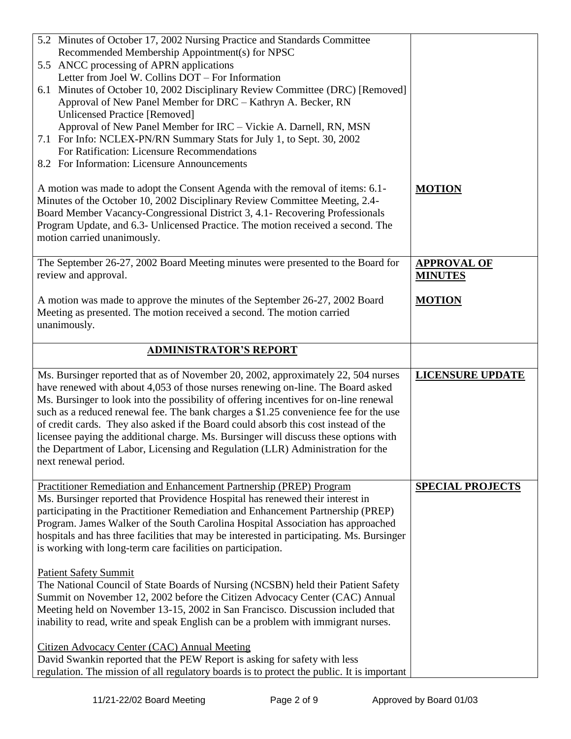| | |
|---|---|
| 5.2 Minutes of October 17, 2002 Nursing Practice and Standards Committee<br>Recommended Membership Appointment(s) for NPSC<br>5.5 ANCC processing of APRN applications<br>Letter from Joel W. Collins DOT – For Information<br>6.1 Minutes of October 10, 2002 Disciplinary Review Committee (DRC) [Removed]<br>Approval of New Panel Member for DRC – Kathryn A. Becker, RN<br>Unlicensed Practice [Removed]<br>Approval of New Panel Member for IRC – Vickie A. Darnell, RN, MSN<br>7.1 For Info: NCLEX-PN/RN Summary Stats for July 1, to Sept. 30, 2002<br>For Ratification: Licensure Recommendations<br>8.2 For Information: Licensure Announcements<br><br>A motion was made to adopt the Consent Agenda with the removal of items: 6.1- Minutes of the October 10, 2002 Disciplinary Review Committee Meeting, 2.4- Board Member Vacancy-Congressional District 3, 4.1- Recovering Professionals Program Update, and 6.3- Unlicensed Practice. The motion received a second. The motion carried unanimously. | **MOTION** |
| The September 26-27, 2002 Board Meeting minutes were presented to the Board for review and approval.<br><br>A motion was made to approve the minutes of the September 26-27, 2002 Board Meeting as presented. The motion received a second. The motion carried unanimously. | **APPROVAL OF MINUTES**<br><br>**MOTION** |
| **ADMINISTRATOR'S REPORT** | |
| Ms. Bursinger reported that as of November 20, 2002, approximately 22, 504 nurses have renewed with about 4,053 of those nurses renewing on-line. The Board asked Ms. Bursinger to look into the possibility of offering incentives for on-line renewal such as a reduced renewal fee. The bank charges a $1.25 convenience fee for the use of credit cards. They also asked if the Board could absorb this cost instead of the licensee paying the additional charge. Ms. Bursinger will discuss these options with the Department of Labor, Licensing and Regulation (LLR) Administration for the next renewal period. | **LICENSURE UPDATE** |
| Practitioner Remediation and Enhancement Partnership (PREP) Program<br>Ms. Bursinger reported that Providence Hospital has renewed their interest in participating in the Practitioner Remediation and Enhancement Partnership (PREP) Program. James Walker of the South Carolina Hospital Association has approached hospitals and has three facilities that may be interested in participating. Ms. Bursinger is working with long-term care facilities on participation.<br><br>Patient Safety Summit<br>The National Council of State Boards of Nursing (NCSBN) held their Patient Safety Summit on November 12, 2002 before the Citizen Advocacy Center (CAC) Annual Meeting held on November 13-15, 2002 in San Francisco. Discussion included that inability to read, write and speak English can be a problem with immigrant nurses.<br><br>Citizen Advocacy Center (CAC) Annual Meeting<br>David Swankin reported that the PEW Report is asking for safety with less regulation. The mission of all regulatory boards is to protect the public. It is important | **SPECIAL PROJECTS** |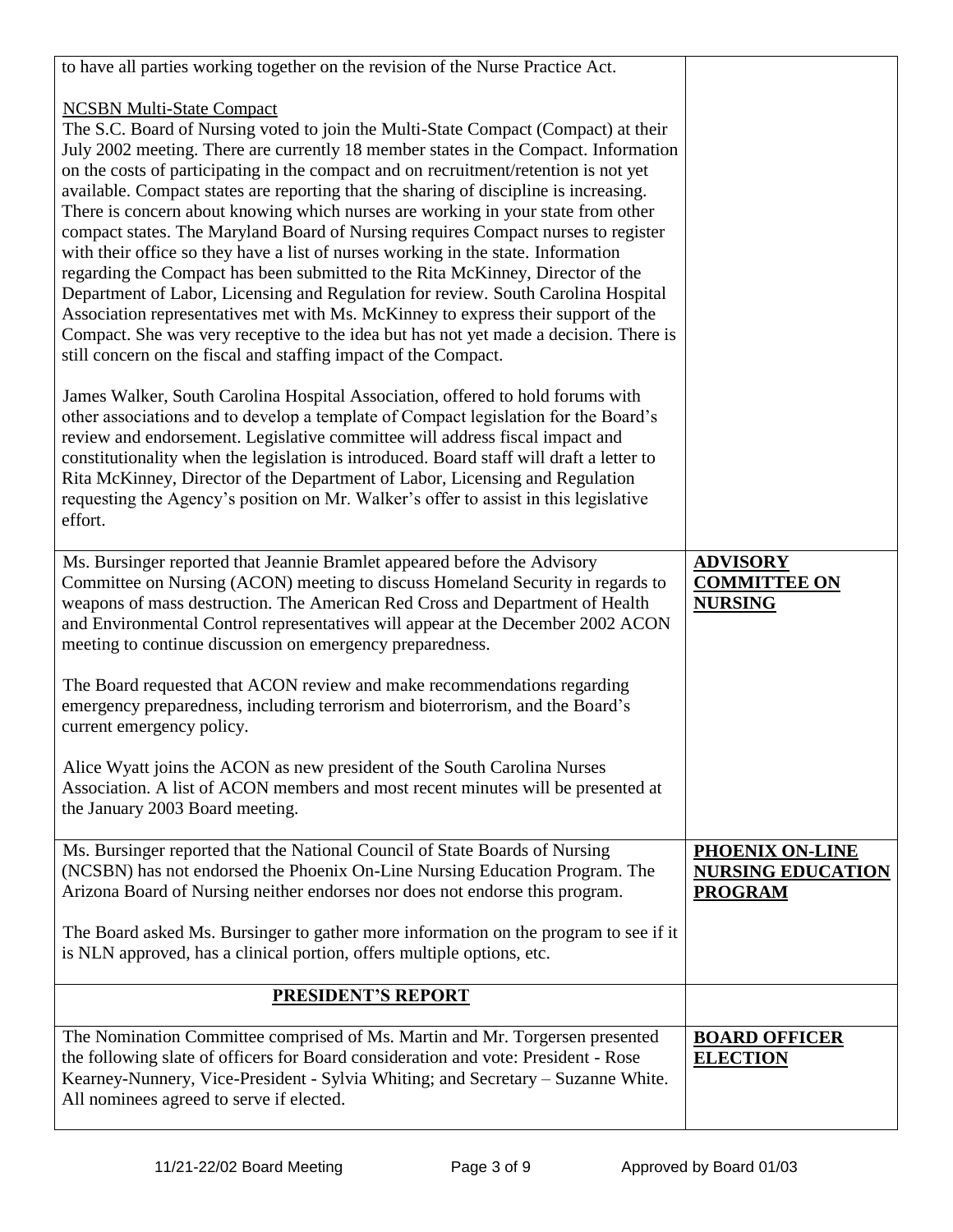| | |
|---|---|
| to have all parties working together on the revision of the Nurse Practice Act.<br><br><u>NCSBN Multi-State Compact</u><br>The S.C. Board of Nursing voted to join the Multi-State Compact (Compact) at their July 2002 meeting. There are currently 18 member states in the Compact. Information on the costs of participating in the compact and on recruitment/retention is not yet available. Compact states are reporting that the sharing of discipline is increasing. There is concern about knowing which nurses are working in your state from other compact states. The Maryland Board of Nursing requires Compact nurses to register with their office so they have a list of nurses working in the state. Information regarding the Compact has been submitted to the Rita McKinney, Director of the Department of Labor, Licensing and Regulation for review. South Carolina Hospital Association representatives met with Ms. McKinney to express their support of the Compact. She was very receptive to the idea but has not yet made a decision. There is still concern on the fiscal and staffing impact of the Compact.<br><br>James Walker, South Carolina Hospital Association, offered to hold forums with other associations and to develop a template of Compact legislation for the Board's review and endorsement. Legislative committee will address fiscal impact and constitutionality when the legislation is introduced. Board staff will draft a letter to Rita McKinney, Director of the Department of Labor, Licensing and Regulation requesting the Agency's position on Mr. Walker's offer to assist in this legislative effort. | |
| Ms. Bursinger reported that Jeannie Bramlet appeared before the Advisory Committee on Nursing (ACON) meeting to discuss Homeland Security in regards to weapons of mass destruction. The American Red Cross and Department of Health and Environmental Control representatives will appear at the December 2002 ACON meeting to continue discussion on emergency preparedness.<br><br>The Board requested that ACON review and make recommendations regarding emergency preparedness, including terrorism and bioterrorism, and the Board's current emergency policy.<br><br>Alice Wyatt joins the ACON as new president of the South Carolina Nurses Association. A list of ACON members and most recent minutes will be presented at the January 2003 Board meeting. | **<u>ADVISORY COMMITTEE ON NURSING</u>** |
| Ms. Bursinger reported that the National Council of State Boards of Nursing (NCSBN) has not endorsed the Phoenix On-Line Nursing Education Program. The Arizona Board of Nursing neither endorses nor does not endorse this program.<br><br>The Board asked Ms. Bursinger to gather more information on the program to see if it is NLN approved, has a clinical portion, offers multiple options, etc. | **<u>PHOENIX ON-LINE NURSING EDUCATION PROGRAM</u>** |
| **<u>PRESIDENT'S REPORT</u>** | |
| The Nomination Committee comprised of Ms. Martin and Mr. Torgersen presented the following slate of officers for Board consideration and vote: President - Rose Kearney-Nunnery, Vice-President - Sylvia Whiting; and Secretary – Suzanne White. All nominees agreed to serve if elected. | **<u>BOARD OFFICER ELECTION</u>** |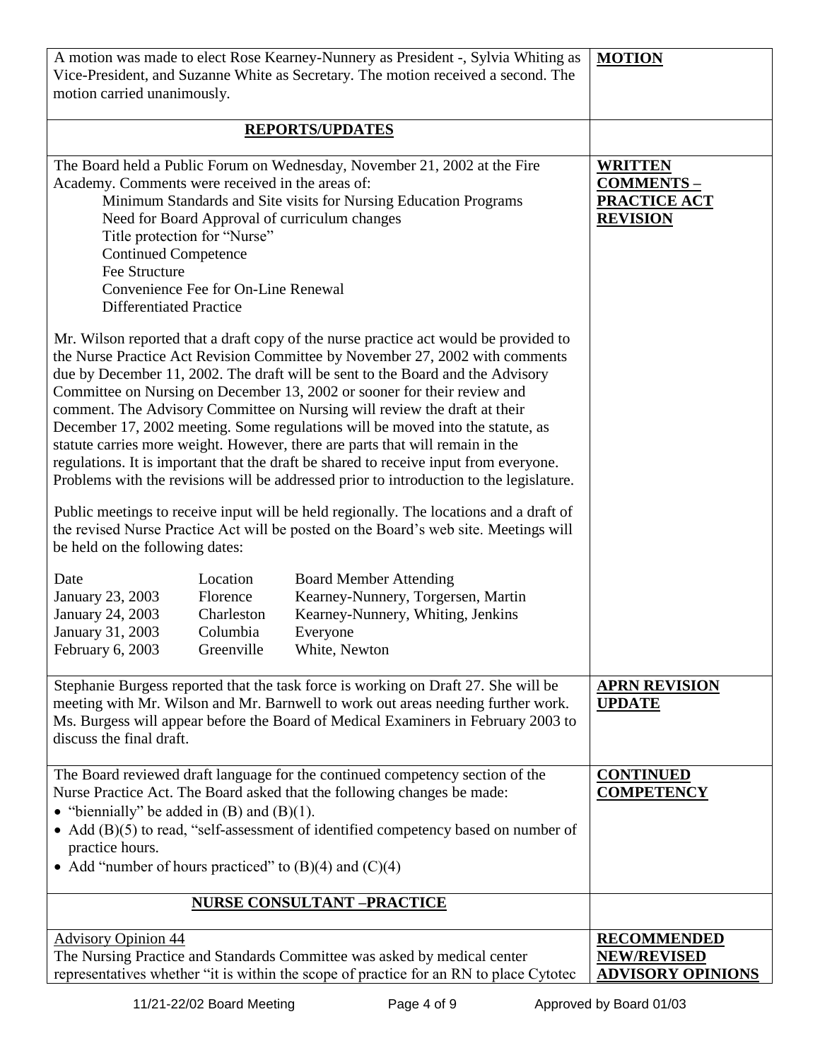| | |
|---|---|
| A motion was made to elect Rose Kearney-Nunnery as President -, Sylvia Whiting as Vice-President, and Suzanne White as Secretary. The motion received a second. The motion carried unanimously. | **MOTION** |
| **REPORTS/UPDATES** | |
| The Board held a Public Forum on Wednesday, November 21, 2002 at the Fire Academy. Comments were received in the areas of:<br>Minimum Standards and Site visits for Nursing Education Programs<br>Need for Board Approval of curriculum changes<br>Title protection for "Nurse"<br>Continued Competence<br>Fee Structure<br>Convenience Fee for On-Line Renewal<br>Differentiated Practice<br><br>Mr. Wilson reported that a draft copy of the nurse practice act would be provided to the Nurse Practice Act Revision Committee by November 27, 2002 with comments due by December 11, 2002. The draft will be sent to the Board and the Advisory Committee on Nursing on December 13, 2002 or sooner for their review and comment. The Advisory Committee on Nursing will review the draft at their December 17, 2002 meeting. Some regulations will be moved into the statute, as statute carries more weight. However, there are parts that will remain in the regulations. It is important that the draft be shared to receive input from everyone. Problems with the revisions will be addressed prior to introduction to the legislature.<br><br>Public meetings to receive input will be held regionally. The locations and a draft of the revised Nurse Practice Act will be posted on the Board's web site. Meetings will be held on the following dates:<br><br>Date — Location — Board Member Attending<br>January 23, 2003 — Florence — Kearney-Nunnery, Torgersen, Martin<br>January 24, 2003 — Charleston — Kearney-Nunnery, Whiting, Jenkins<br>January 31, 2003 — Columbia — Everyone<br>February 6, 2003 — Greenville — White, Newton | **WRITTEN COMMENTS – PRACTICE ACT REVISION** |
| Stephanie Burgess reported that the task force is working on Draft 27. She will be meeting with Mr. Wilson and Mr. Barnwell to work out areas needing further work. Ms. Burgess will appear before the Board of Medical Examiners in February 2003 to discuss the final draft. | **APRN REVISION UPDATE** |
| The Board reviewed draft language for the continued competency section of the Nurse Practice Act. The Board asked that the following changes be made:<br>• "biennially" be added in (B) and (B)(1).<br>• Add (B)(5) to read, "self-assessment of identified competency based on number of practice hours.<br>• Add "number of hours practiced" to (B)(4) and (C)(4) | **CONTINUED COMPETENCY** |
| **NURSE CONSULTANT –PRACTICE** | |
| Advisory Opinion 44<br>The Nursing Practice and Standards Committee was asked by medical center representatives whether "it is within the scope of practice for an RN to place Cytotec | **RECOMMENDED NEW/REVISED ADVISORY OPINIONS** |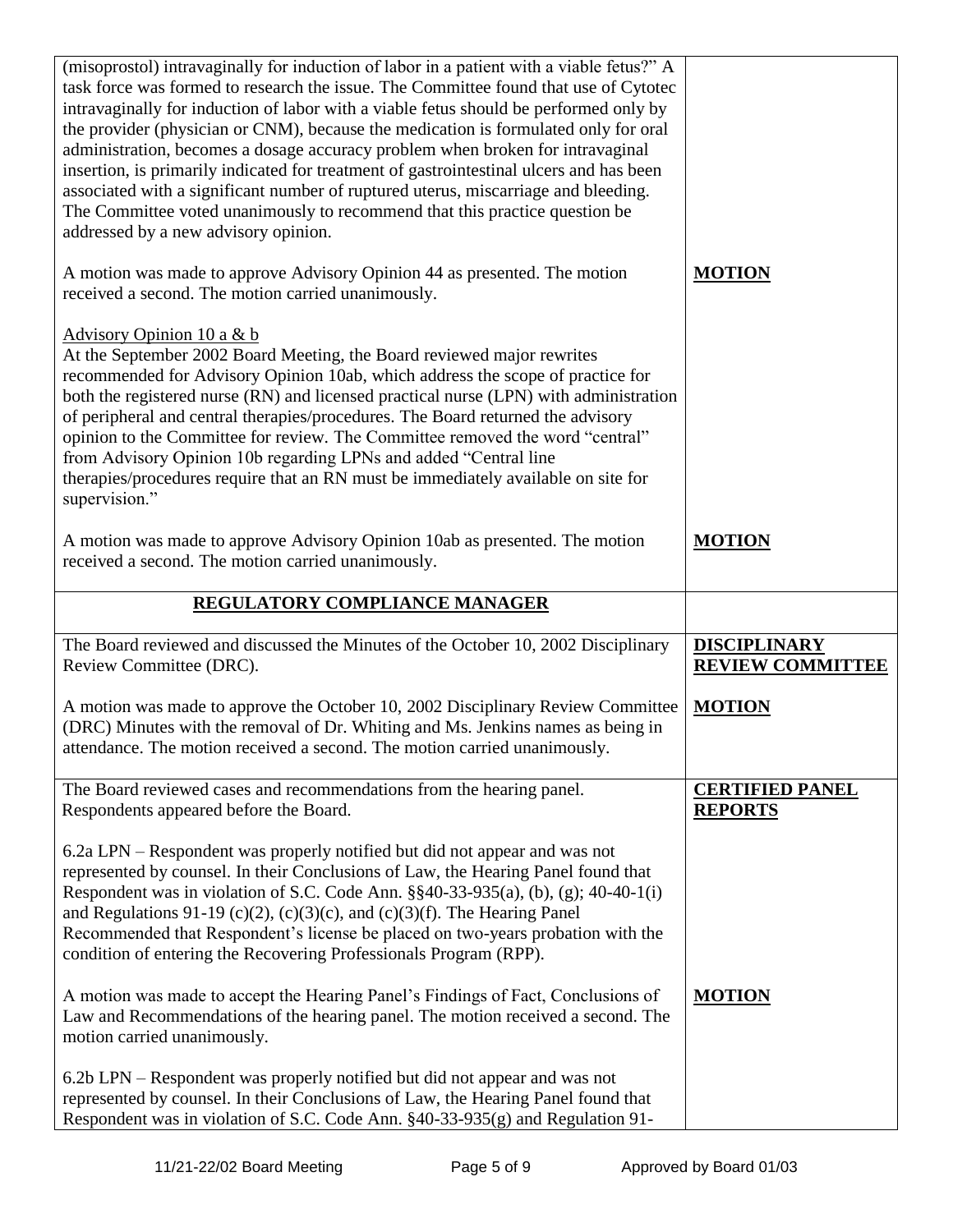| | |
|---|---|
| (misoprostol) intravaginally for induction of labor in a patient with a viable fetus?" A task force was formed to research the issue. The Committee found that use of Cytotec intravaginally for induction of labor with a viable fetus should be performed only by the provider (physician or CNM), because the medication is formulated only for oral administration, becomes a dosage accuracy problem when broken for intravaginal insertion, is primarily indicated for treatment of gastrointestinal ulcers and has been associated with a significant number of ruptured uterus, miscarriage and bleeding. The Committee voted unanimously to recommend that this practice question be addressed by a new advisory opinion. | |
| A motion was made to approve Advisory Opinion 44 as presented. The motion received a second. The motion carried unanimously. | **MOTION** |
| Advisory Opinion 10 a & b<br>At the September 2002 Board Meeting, the Board reviewed major rewrites recommended for Advisory Opinion 10ab, which address the scope of practice for both the registered nurse (RN) and licensed practical nurse (LPN) with administration of peripheral and central therapies/procedures. The Board returned the advisory opinion to the Committee for review. The Committee removed the word "central" from Advisory Opinion 10b regarding LPNs and added "Central line therapies/procedures require that an RN must be immediately available on site for supervision." | |
| A motion was made to approve Advisory Opinion 10ab as presented. The motion received a second. The motion carried unanimously. | **MOTION** |
| **REGULATORY COMPLIANCE MANAGER** | |
| The Board reviewed and discussed the Minutes of the October 10, 2002 Disciplinary Review Committee (DRC). | **DISCIPLINARY REVIEW COMMITTEE** |
| A motion was made to approve the October 10, 2002 Disciplinary Review Committee (DRC) Minutes with the removal of Dr. Whiting and Ms. Jenkins names as being in attendance. The motion received a second. The motion carried unanimously. | **MOTION** |
| The Board reviewed cases and recommendations from the hearing panel. Respondents appeared before the Board. | **CERTIFIED PANEL REPORTS** |
| 6.2a LPN – Respondent was properly notified but did not appear and was not represented by counsel. In their Conclusions of Law, the Hearing Panel found that Respondent was in violation of S.C. Code Ann. §§40-33-935(a), (b), (g); 40-40-1(i) and Regulations 91-19 (c)(2), (c)(3)(c), and (c)(3)(f). The Hearing Panel Recommended that Respondent's license be placed on two-years probation with the condition of entering the Recovering Professionals Program (RPP). | |
| A motion was made to accept the Hearing Panel's Findings of Fact, Conclusions of Law and Recommendations of the hearing panel. The motion received a second. The motion carried unanimously. | **MOTION** |
| 6.2b LPN – Respondent was properly notified but did not appear and was not represented by counsel. In their Conclusions of Law, the Hearing Panel found that Respondent was in violation of S.C. Code Ann. §40-33-935(g) and Regulation 91- | |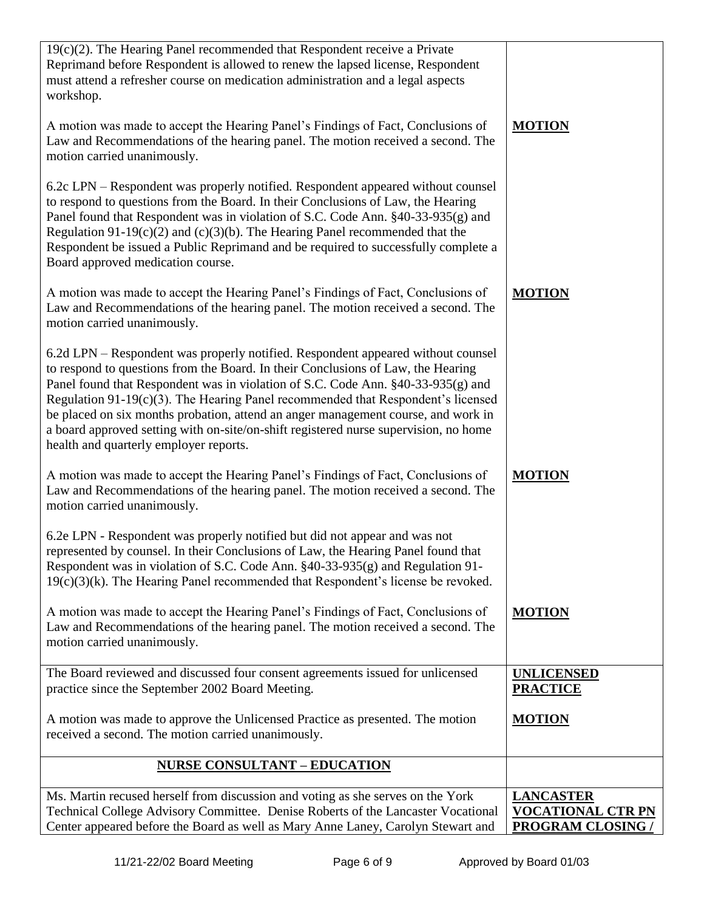| | |
|---|---|
| 19(c)(2). The Hearing Panel recommended that Respondent receive a Private Reprimand before Respondent is allowed to renew the lapsed license, Respondent must attend a refresher course on medication administration and a legal aspects workshop. | |
| A motion was made to accept the Hearing Panel's Findings of Fact, Conclusions of Law and Recommendations of the hearing panel. The motion received a second. The motion carried unanimously. | **MOTION** |
| 6.2c LPN – Respondent was properly notified. Respondent appeared without counsel to respond to questions from the Board. In their Conclusions of Law, the Hearing Panel found that Respondent was in violation of S.C. Code Ann. §40-33-935(g) and Regulation 91-19(c)(2) and (c)(3)(b). The Hearing Panel recommended that the Respondent be issued a Public Reprimand and be required to successfully complete a Board approved medication course. | |
| A motion was made to accept the Hearing Panel's Findings of Fact, Conclusions of Law and Recommendations of the hearing panel. The motion received a second. The motion carried unanimously. | **MOTION** |
| 6.2d LPN – Respondent was properly notified. Respondent appeared without counsel to respond to questions from the Board. In their Conclusions of Law, the Hearing Panel found that Respondent was in violation of S.C. Code Ann. §40-33-935(g) and Regulation 91-19(c)(3). The Hearing Panel recommended that Respondent's licensed be placed on six months probation, attend an anger management course, and work in a board approved setting with on-site/on-shift registered nurse supervision, no home health and quarterly employer reports. | |
| A motion was made to accept the Hearing Panel's Findings of Fact, Conclusions of Law and Recommendations of the hearing panel. The motion received a second. The motion carried unanimously. | **MOTION** |
| 6.2e LPN - Respondent was properly notified but did not appear and was not represented by counsel. In their Conclusions of Law, the Hearing Panel found that Respondent was in violation of S.C. Code Ann. §40-33-935(g) and Regulation 91-19(c)(3)(k). The Hearing Panel recommended that Respondent's license be revoked. | |
| A motion was made to accept the Hearing Panel's Findings of Fact, Conclusions of Law and Recommendations of the hearing panel. The motion received a second. The motion carried unanimously. | **MOTION** |
| The Board reviewed and discussed four consent agreements issued for unlicensed practice since the September 2002 Board Meeting. | **UNLICENSED PRACTICE** |
| A motion was made to approve the Unlicensed Practice as presented. The motion received a second. The motion carried unanimously. | **MOTION** |
| **NURSE CONSULTANT – EDUCATION** | |
| Ms. Martin recused herself from discussion and voting as she serves on the York Technical College Advisory Committee. Denise Roberts of the Lancaster Vocational Center appeared before the Board as well as Mary Anne Laney, Carolyn Stewart and | **LANCASTER VOCATIONAL CTR PN PROGRAM CLOSING /** |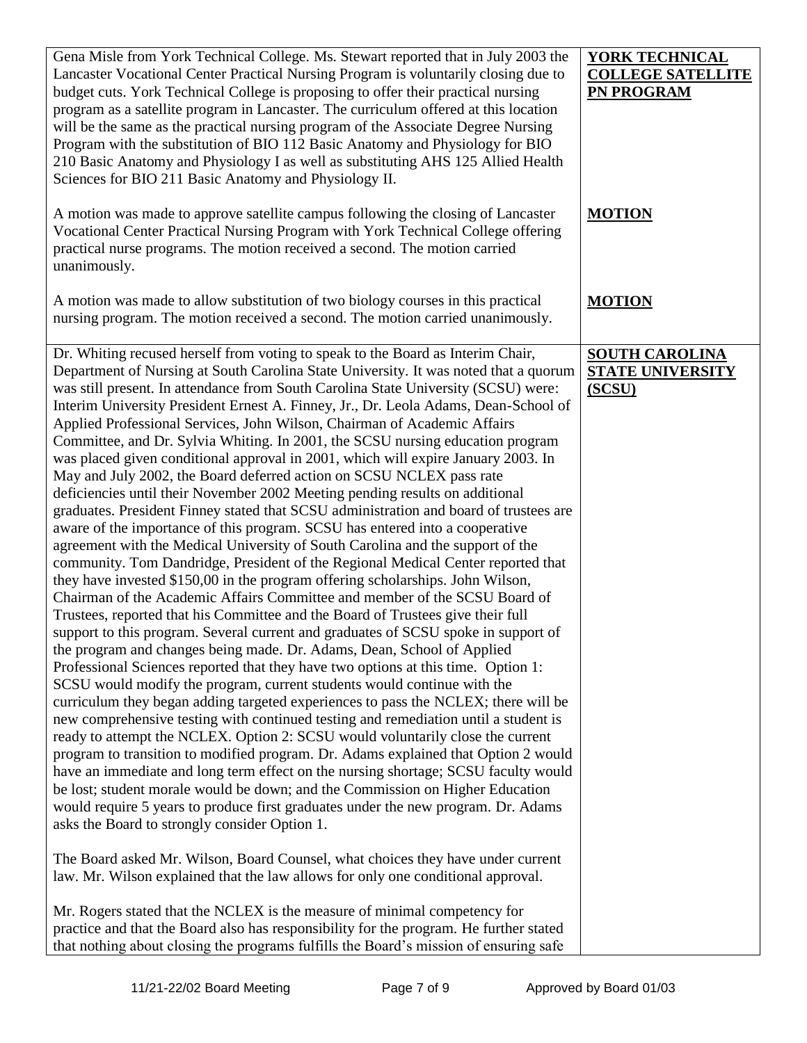| | |
|---|---|
| Gena Misle from York Technical College. Ms. Stewart reported that in July 2003 the Lancaster Vocational Center Practical Nursing Program is voluntarily closing due to budget cuts. York Technical College is proposing to offer their practical nursing program as a satellite program in Lancaster. The curriculum offered at this location will be the same as the practical nursing program of the Associate Degree Nursing Program with the substitution of BIO 112 Basic Anatomy and Physiology for BIO 210 Basic Anatomy and Physiology I as well as substituting AHS 125 Allied Health Sciences for BIO 211 Basic Anatomy and Physiology II. | **YORK TECHNICAL COLLEGE SATELLITE PN PROGRAM** |
| A motion was made to approve satellite campus following the closing of Lancaster Vocational Center Practical Nursing Program with York Technical College offering practical nurse programs. The motion received a second. The motion carried unanimously. | **MOTION** |
| A motion was made to allow substitution of two biology courses in this practical nursing program. The motion received a second. The motion carried unanimously. | **MOTION** |
| Dr. Whiting recused herself from voting to speak to the Board as Interim Chair, Department of Nursing at South Carolina State University. It was noted that a quorum was still present. In attendance from South Carolina State University (SCSU) were: Interim University President Ernest A. Finney, Jr., Dr. Leola Adams, Dean-School of Applied Professional Services, John Wilson, Chairman of Academic Affairs Committee, and Dr. Sylvia Whiting. In 2001, the SCSU nursing education program was placed given conditional approval in 2001, which will expire January 2003. In May and July 2002, the Board deferred action on SCSU NCLEX pass rate deficiencies until their November 2002 Meeting pending results on additional graduates. President Finney stated that SCSU administration and board of trustees are aware of the importance of this program. SCSU has entered into a cooperative agreement with the Medical University of South Carolina and the support of the community. Tom Dandridge, President of the Regional Medical Center reported that they have invested $150,00 in the program offering scholarships. John Wilson, Chairman of the Academic Affairs Committee and member of the SCSU Board of Trustees, reported that his Committee and the Board of Trustees give their full support to this program. Several current and graduates of SCSU spoke in support of the program and changes being made. Dr. Adams, Dean, School of Applied Professional Sciences reported that they have two options at this time. Option 1: SCSU would modify the program, current students would continue with the curriculum they began adding targeted experiences to pass the NCLEX; there will be new comprehensive testing with continued testing and remediation until a student is ready to attempt the NCLEX. Option 2: SCSU would voluntarily close the current program to transition to modified program. Dr. Adams explained that Option 2 would have an immediate and long term effect on the nursing shortage; SCSU faculty would be lost; student morale would be down; and the Commission on Higher Education would require 5 years to produce first graduates under the new program. Dr. Adams asks the Board to strongly consider Option 1.<br><br>The Board asked Mr. Wilson, Board Counsel, what choices they have under current law. Mr. Wilson explained that the law allows for only one conditional approval.<br><br>Mr. Rogers stated that the NCLEX is the measure of minimal competency for practice and that the Board also has responsibility for the program. He further stated that nothing about closing the programs fulfills the Board's mission of ensuring safe | **SOUTH CAROLINA STATE UNIVERSITY (SCSU)** |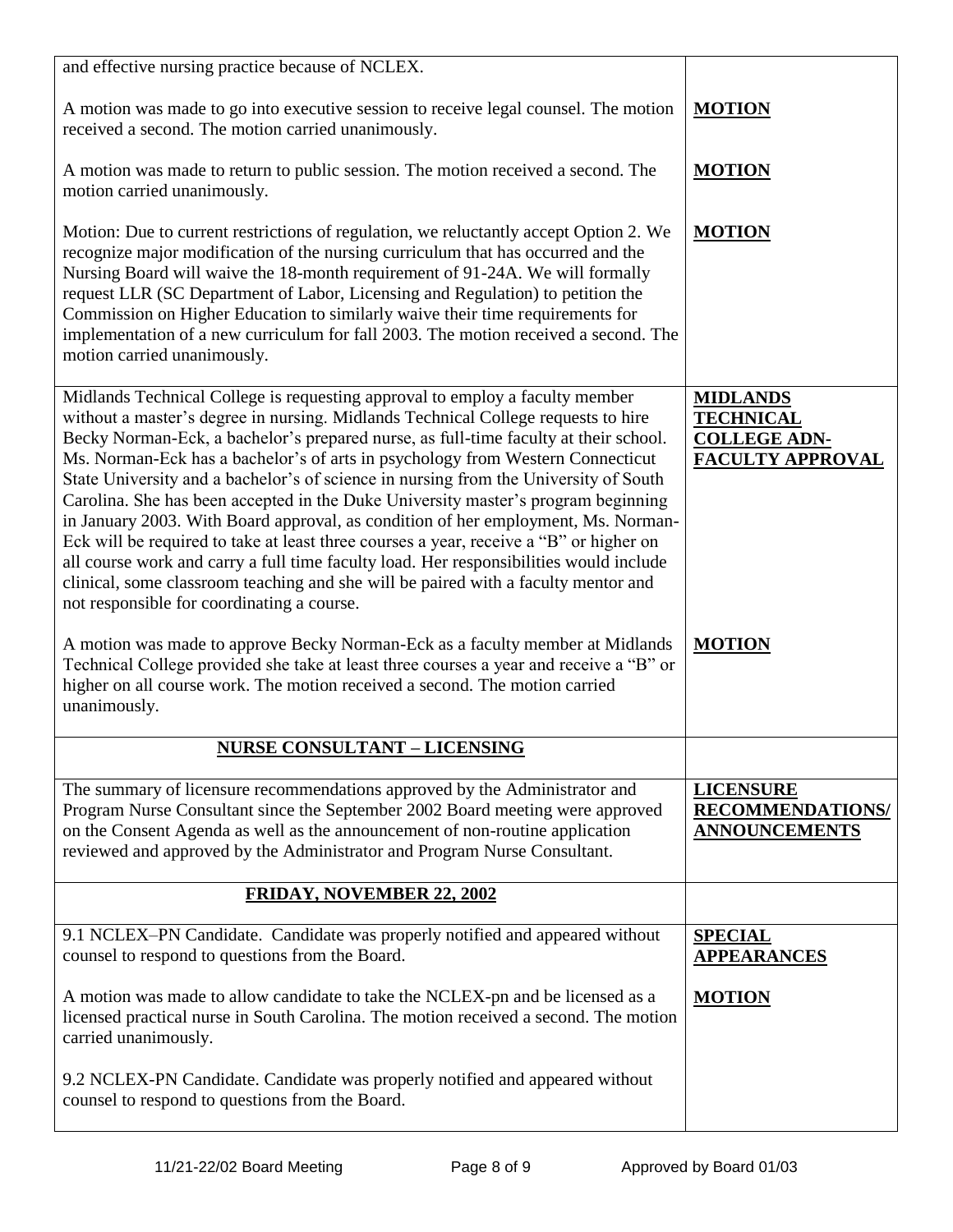| | |
|---|---|
| and effective nursing practice because of NCLEX. | |
| A motion was made to go into executive session to receive legal counsel. The motion received a second. The motion carried unanimously. | **MOTION** |
| A motion was made to return to public session. The motion received a second. The motion carried unanimously. | **MOTION** |
| Motion: Due to current restrictions of regulation, we reluctantly accept Option 2. We recognize major modification of the nursing curriculum that has occurred and the Nursing Board will waive the 18-month requirement of 91-24A. We will formally request LLR (SC Department of Labor, Licensing and Regulation) to petition the Commission on Higher Education to similarly waive their time requirements for implementation of a new curriculum for fall 2003. The motion received a second. The motion carried unanimously. | **MOTION** |
| Midlands Technical College is requesting approval to employ a faculty member without a master's degree in nursing. Midlands Technical College requests to hire Becky Norman-Eck, a bachelor's prepared nurse, as full-time faculty at their school. Ms. Norman-Eck has a bachelor's of arts in psychology from Western Connecticut State University and a bachelor's of science in nursing from the University of South Carolina. She has been accepted in the Duke University master's program beginning in January 2003. With Board approval, as condition of her employment, Ms. Norman-Eck will be required to take at least three courses a year, receive a "B" or higher on all course work and carry a full time faculty load. Her responsibilities would include clinical, some classroom teaching and she will be paired with a faculty mentor and not responsible for coordinating a course. | **MIDLANDS TECHNICAL COLLEGE ADN-FACULTY APPROVAL** |
| A motion was made to approve Becky Norman-Eck as a faculty member at Midlands Technical College provided she take at least three courses a year and receive a "B" or higher on all course work. The motion received a second. The motion carried unanimously. | **MOTION** |
| **NURSE CONSULTANT – LICENSING** | |
| The summary of licensure recommendations approved by the Administrator and Program Nurse Consultant since the September 2002 Board meeting were approved on the Consent Agenda as well as the announcement of non-routine application reviewed and approved by the Administrator and Program Nurse Consultant. | **LICENSURE RECOMMENDATIONS/ ANNOUNCEMENTS** |
| **FRIDAY, NOVEMBER 22, 2002** | |
| 9.1 NCLEX–PN Candidate. Candidate was properly notified and appeared without counsel to respond to questions from the Board. | **SPECIAL APPEARANCES** |
| A motion was made to allow candidate to take the NCLEX-pn and be licensed as a licensed practical nurse in South Carolina. The motion received a second. The motion carried unanimously. | **MOTION** |
| 9.2 NCLEX-PN Candidate. Candidate was properly notified and appeared without counsel to respond to questions from the Board. | |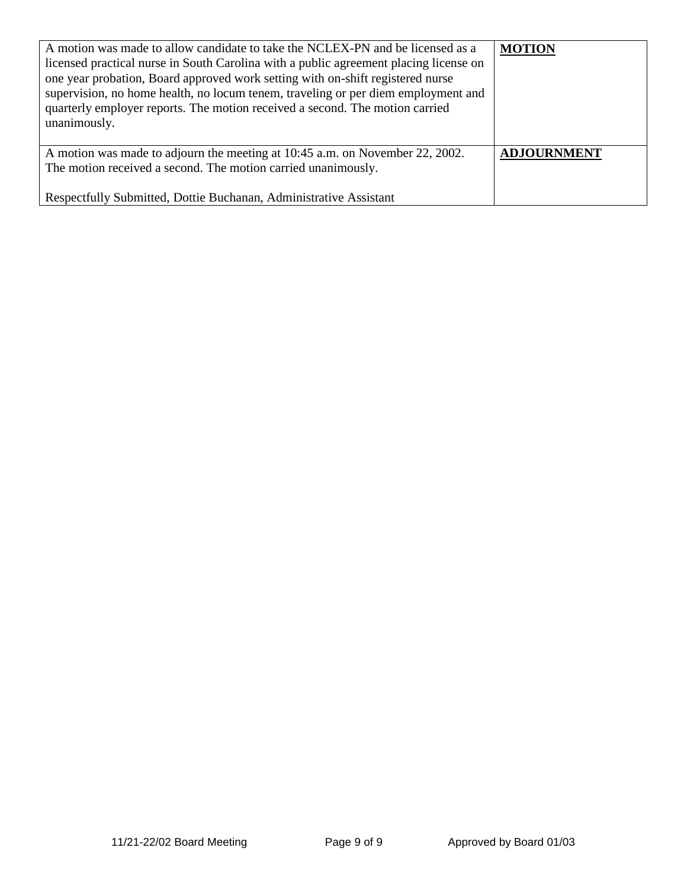| | |
|---|---|
| A motion was made to allow candidate to take the NCLEX-PN and be licensed as a licensed practical nurse in South Carolina with a public agreement placing license on one year probation, Board approved work setting with on-shift registered nurse supervision, no home health, no locum tenem, traveling or per diem employment and quarterly employer reports. The motion received a second. The motion carried unanimously. | **MOTION** |
| A motion was made to adjourn the meeting at 10:45 a.m. on November 22, 2002. The motion received a second. The motion carried unanimously.<br><br>Respectfully Submitted, Dottie Buchanan, Administrative Assistant | **ADJOURNMENT** |